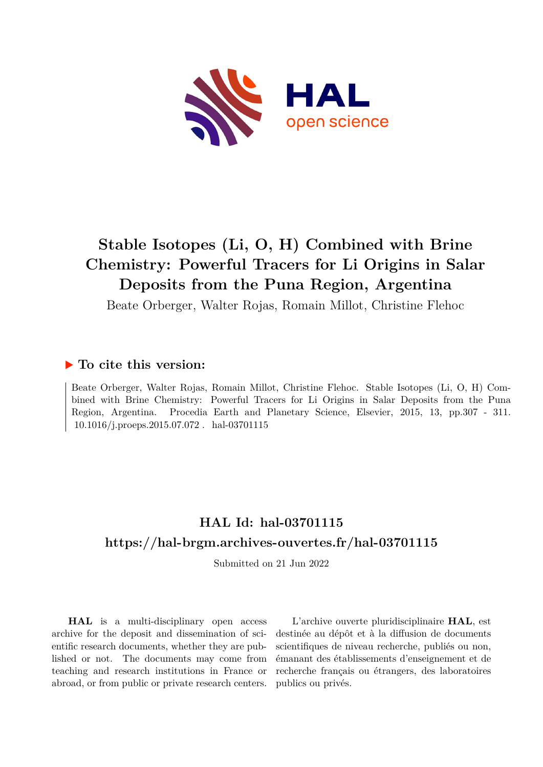# Stable Isotopes (Li, O, H) Combined with Brine Chemistry: Powerful Tracers for Li Origins in Salar Deposits from the Puna Region, Argentina

Beate Orberger, Walter Rojas, Romain Millot, Christine Flehoc

## ▶ To cite this version:

Beate Orberger, Walter Rojas, Romain Millot, Christine Flehoc. Stable Isotopes (Li, O, H) Combined with Brine Chemistry: Powerful Tracers for Li Origins in Salar Deposits from the Puna Region, Argentina. Procedia Earth and Planetary Science, Elsevier, 2015, 13, pp.307 - 311. 10.1016/j.proeps.2015.07.072 . hal-03701115

## HAL Id: hal-03701115

## https://hal-brgm.archives-ouvertes.fr/hal-03701115

Submitted on 21 Jun 2022

**HAL** is a multi-disciplinary open access archive for the deposit and dissemination of scientific research documents, whether they are published or not. The documents may come from teaching and research institutions in France or abroad, or from public or private research centers.

L'archive ouverte pluridisciplinaire **HAL**, est destinée au dépôt et à la diffusion de documents scientifiques de niveau recherche, publiés ou non, émanant des établissements d'enseignement et de recherche français ou étrangers, des laboratoires publics ou privés.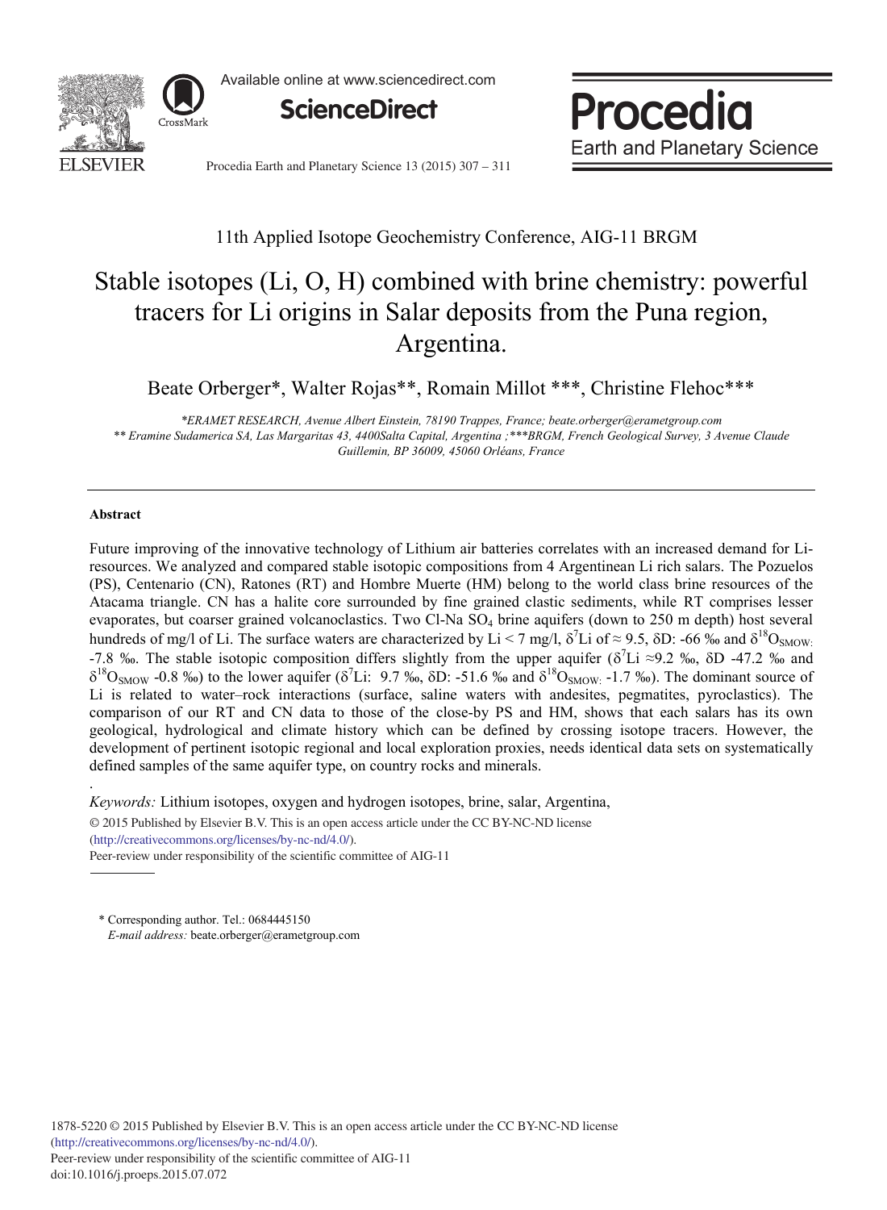11th Applied Isotope Geochemistry Conference, AIG-11 BRGM

# Stable isotopes (Li, O, H) combined with brine chemistry: powerful tracers for Li origins in Salar deposits from the Puna region, Argentina.

Beate Orberger*, Walter Rojas**, Romain Millot ***, Christine Flehoc***

*\*ERAMET RESEARCH, Avenue Albert Einstein, 78190 Trappes, France; beate.orberger@erametgroup.com*
*\*\* Eramine Sudamerica SA, Las Margaritas 43, 4400Salta Capital, Argentina ;\*\*\*BRGM, French Geological Survey, 3 Avenue Claude Guillemin, BP 36009, 45060 Orléans, France*

---

### Abstract

Future improving of the innovative technology of Lithium air batteries correlates with an increased demand for Li-resources. We analyzed and compared stable isotopic compositions from 4 Argentinean Li rich salars. The Pozuelos (PS), Centenario (CN), Ratones (RT) and Hombre Muerte (HM) belong to the world class brine resources of the Atacama triangle. CN has a halite core surrounded by fine grained clastic sediments, while RT comprises lesser evaporates, but coarser grained volcanoclastics. Two Cl-Na $SO_4$ brine aquifers (down to 250 m depth) host several hundreds of mg/l of Li. The surface waters are characterized by Li < 7 mg/l, $\delta^7$Li of ≈ 9.5, δD: -66 ‰ and $\delta^{18}O_{SMOW:}$ -7.8 ‰. The stable isotopic composition differs slightly from the upper aquifer ($\delta^7$Li ≈9.2 ‰, δD -47.2 ‰ and $\delta^{18}O_{SMOW}$ -0.8 ‰) to the lower aquifer ($\delta^7$Li: 9.7 ‰, δD: -51.6 ‰ and $\delta^{18}O_{SMOW:}$ -1.7 ‰). The dominant source of Li is related to water–rock interactions (surface, saline waters with andesites, pegmatites, pyroclastics). The comparison of our RT and CN data to those of the close-by PS and HM, shows that each salars has its own geological, hydrological and climate history which can be defined by crossing isotope tracers. However, the development of pertinent isotopic regional and local exploration proxies, needs identical data sets on systematically defined samples of the same aquifer type, on country rocks and minerals.

.

*Keywords:* Lithium isotopes, oxygen and hydrogen isotopes, brine, salar, Argentina,

© 2015 Published by Elsevier B.V. This is an open access article under the CC BY-NC-ND license (http://creativecommons.org/licenses/by-nc-nd/4.0/).
Peer-review under responsibility of the scientific committee of AIG-11

---

\* Corresponding author. Tel.: 0684445150
*E-mail address:* beate.orberger@erametgroup.com

1878-5220 © 2015 Published by Elsevier B.V. This is an open access article under the CC BY-NC-ND license (http://creativecommons.org/licenses/by-nc-nd/4.0/).
Peer-review under responsibility of the scientific committee of AIG-11
doi:10.1016/j.proeps.2015.07.072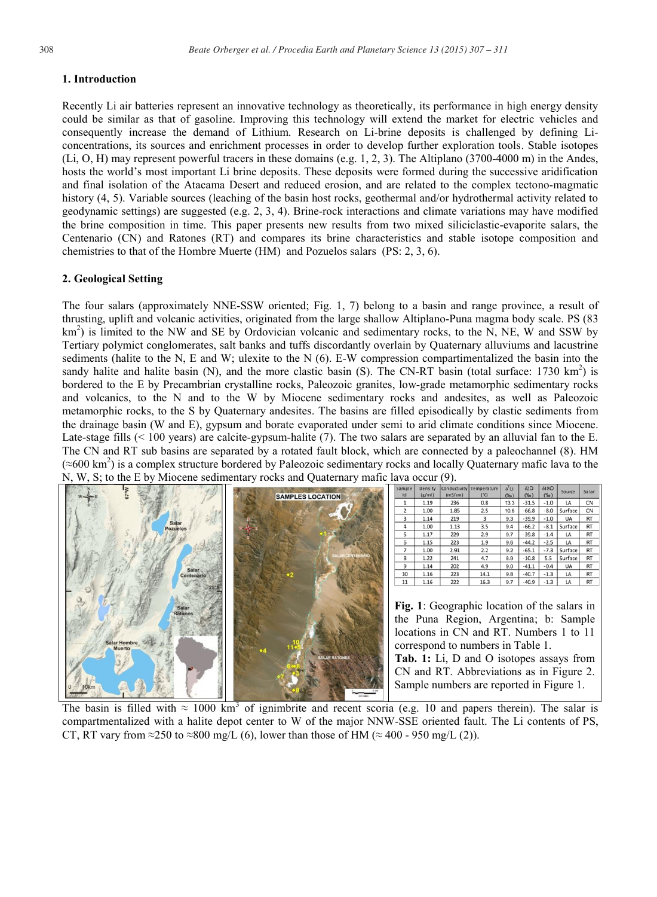## 1. Introduction

Recently Li air batteries represent an innovative technology as theoretically, its performance in high energy density could be similar as that of gasoline. Improving this technology will extend the market for electric vehicles and consequently increase the demand of Lithium. Research on Li-brine deposits is challenged by defining Li-concentrations, its sources and enrichment processes in order to develop further exploration tools. Stable isotopes (Li, O, H) may represent powerful tracers in these domains (e.g. 1, 2, 3). The Altiplano (3700-4000 m) in the Andes, hosts the world's most important Li brine deposits. These deposits were formed during the successive aridification and final isolation of the Atacama Desert and reduced erosion, and are related to the complex tectono-magmatic history (4, 5). Variable sources (leaching of the basin host rocks, geothermal and/or hydrothermal activity related to geodynamic settings) are suggested (e.g. 2, 3, 4). Brine-rock interactions and climate variations may have modified the brine composition in time. This paper presents new results from two mixed siliciclastic-evaporite salars, the Centenario (CN) and Ratones (RT) and compares its brine characteristics and stable isotope composition and chemistries to that of the Hombre Muerte (HM) and Pozuelos salars (PS: 2, 3, 6).

## 2. Geological Setting

The four salars (approximately NNE-SSW oriented; Fig. 1, 7) belong to a basin and range province, a result of thrusting, uplift and volcanic activities, originated from the large shallow Altiplano-Puna magma body scale. PS (83 km$^2$) is limited to the NW and SE by Ordovician volcanic and sedimentary rocks, to the N, NE, W and SSW by Tertiary polymict conglomerates, salt banks and tuffs discordantly overlain by Quaternary alluviums and lacustrine sediments (halite to the N, E and W; ulexite to the N (6). E-W compression compartimentalized the basin into the sandy halite and halite basin (N), and the more clastic basin (S). The CN-RT basin (total surface: 1730 km$^2$) is bordered to the E by Precambrian crystalline rocks, Paleozoic granites, low-grade metamorphic sedimentary rocks and volcanics, to the N and to the W by Miocene sedimentary rocks and andesites, as well as Paleozoic metamorphic rocks, to the S by Quaternary andesites. The basins are filled episodically by clastic sediments from the drainage basin (W and E), gypsum and borate evaporated under semi to arid climate conditions since Miocene. Late-stage fills (< 100 years) are calcite-gypsum-halite (7). The two salars are separated by an alluvial fan to the E. The CN and RT sub basins are separated by a rotated fault block, which are connected by a paleochannel (8). HM (≈600 km$^2$) is a complex structure bordered by Paleozoic sedimentary rocks and locally Quaternary mafic lava to the N, W, S; to the E by Miocene sedimentary rocks and Quaternary mafic lava occur (9).

| Sample Id | Density (g/ml) | Conductivity (mS/cm) | Temperature (°C) | $\delta^7$Li (‰) | $\delta$D (‰) | $\delta^{18}$O (‰) | Source | Salar |
|---|---|---|---|---|---|---|---|---|
| 1 | 1.19 | 236 | 0.8 | 13.3 | -31.5 | -1.0 | LA | CN |
| 2 | 1.00 | 1.85 | 2.5 | 10.6 | -66.8 | -8.0 | Surface | CN |
| 3 | 1.14 | 219 | 3 | 9.3 | -39.9 | -1.0 | UA | RT |
| 4 | 1.00 | 1.13 | 3.5 | 9.4 | -66.2 | -8.1 | Surface | RT |
| 5 | 1.17 | 229 | 2.9 | 9.7 | -39.8 | -1.4 | LA | RT |
| 6 | 1.15 | 223 | 1.9 | 9.6 | -44.2 | -2.5 | LA | RT |
| 7 | 1.00 | 2.91 | 2.2 | 9.2 | -65.1 | -7.3 | Surface | RT |
| 8 | 1.22 | 241 | 4.7 | 8.0 | -10.8 | 5.5 | Surface | RT |
| 9 | 1.14 | 202 | 4.9 | 9.0 | -41.1 | -0.4 | UA | RT |
| 10 | 1.16 | 223 | 14.1 | 9.8 | -40.7 | -1.3 | LA | RT |
| 11 | 1.16 | 222 | 16.3 | 9.7 | -40.9 | -1.3 | LA | RT |

**Fig. 1**: Geographic location of the salars in the Puna Region, Argentina; b: Sample locations in CN and RT. Numbers 1 to 11 correspond to numbers in Table 1.

**Tab. 1:** Li, D and O isotopes assays from CN and RT. Abbreviations as in Figure 2. Sample numbers are reported in Figure 1.

The basin is filled with ≈ 1000 km$^3$ of ignimbrite and recent scoria (e.g. 10 and papers therein). The salar is compartmentalized with a halite depot center to W of the major NNW-SSE oriented fault. The Li contents of PS, CT, RT vary from ≈250 to ≈800 mg/L (6), lower than those of HM (≈ 400 - 950 mg/L (2)).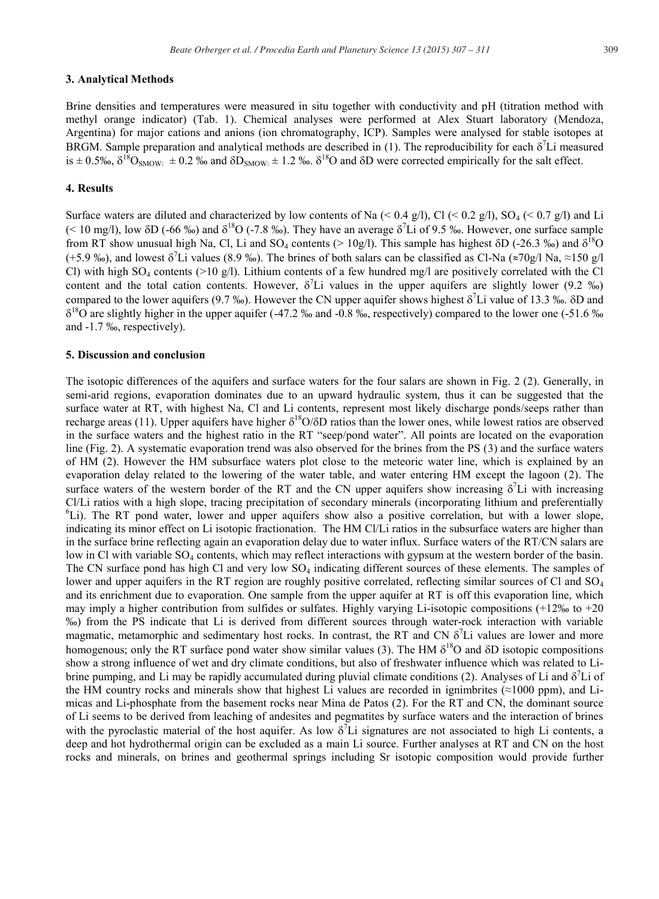### 3. Analytical Methods

Brine densities and temperatures were measured in situ together with conductivity and pH (titration method with methyl orange indicator) (Tab. 1). Chemical analyses were performed at Alex Stuart laboratory (Mendoza, Argentina) for major cations and anions (ion chromatography, ICP). Samples were analysed for stable isotopes at BRGM. Sample preparation and analytical methods are described in (1). The reproducibility for each $\delta^7$Li measured is ± 0.5‰, $\delta^{18}O_{SMOW:}$ ± 0.2 ‰ and $\delta D_{SMOW:}$ ± 1.2 ‰. $\delta^{18}$O and δD were corrected empirically for the salt effect.

### 4. Results

Surface waters are diluted and characterized by low contents of Na (< 0.4 g/l), Cl (< 0.2 g/l), $SO_4$ (< 0.7 g/l) and Li (< 10 mg/l), low δD (-66 ‰) and $\delta^{18}$O (-7.8 ‰). They have an average $\delta^7$Li of 9.5 ‰. However, one surface sample from RT show unusual high Na, Cl, Li and $SO_4$ contents (> 10g/l). This sample has highest δD (-26.3 ‰) and $\delta^{18}$O (+5.9 ‰), and lowest $\delta^7$Li values (8.9 ‰). The brines of both salars can be classified as Cl-Na (≈70g/l Na, ≈150 g/l Cl) with high $SO_4$ contents (>10 g/l). Lithium contents of a few hundred mg/l are positively correlated with the Cl content and the total cation contents. However, $\delta^7$Li values in the upper aquifers are slightly lower (9.2 ‰) compared to the lower aquifers (9.7 ‰). However the CN upper aquifer shows highest $\delta^7$Li value of 13.3 ‰. δD and $\delta^{18}$O are slightly higher in the upper aquifer (-47.2 ‰ and -0.8 ‰, respectively) compared to the lower one (-51.6 ‰ and -1.7 ‰, respectively).

### 5. Discussion and conclusion

The isotopic differences of the aquifers and surface waters for the four salars are shown in Fig. 2 (2). Generally, in semi-arid regions, evaporation dominates due to an upward hydraulic system, thus it can be suggested that the surface water at RT, with highest Na, Cl and Li contents, represent most likely discharge ponds/seeps rather than recharge areas (11). Upper aquifers have higher $\delta^{18}$O/δD ratios than the lower ones, while lowest ratios are observed in the surface waters and the highest ratio in the RT "seep/pond water". All points are located on the evaporation line (Fig. 2). A systematic evaporation trend was also observed for the brines from the PS (3) and the surface waters of HM (2). However the HM subsurface waters plot close to the meteoric water line, which is explained by an evaporation delay related to the lowering of the water table, and water entering HM except the lagoon (2). The surface waters of the western border of the RT and the CN upper aquifers show increasing $\delta^7$Li with increasing Cl/Li ratios with a high slope, tracing precipitation of secondary minerals (incorporating lithium and preferentially $^6$Li). The RT pond water, lower and upper aquifers show also a positive correlation, but with a lower slope, indicating its minor effect on Li isotopic fractionation. The HM Cl/Li ratios in the subsurface waters are higher than in the surface brine reflecting again an evaporation delay due to water influx. Surface waters of the RT/CN salars are low in Cl with variable $SO_4$ contents, which may reflect interactions with gypsum at the western border of the basin. The CN surface pond has high Cl and very low $SO_4$ indicating different sources of these elements. The samples of lower and upper aquifers in the RT region are roughly positive correlated, reflecting similar sources of Cl and $SO_4$ and its enrichment due to evaporation. One sample from the upper aquifer at RT is off this evaporation line, which may imply a higher contribution from sulfides or sulfates. Highly varying Li-isotopic compositions (+12‰ to +20 ‰) from the PS indicate that Li is derived from different sources through water-rock interaction with variable magmatic, metamorphic and sedimentary host rocks. In contrast, the RT and CN $\delta^7$Li values are lower and more homogenous; only the RT surface pond water show similar values (3). The HM $\delta^{18}$O and δD isotopic compositions show a strong influence of wet and dry climate conditions, but also of freshwater influence which was related to Li-brine pumping, and Li may be rapidly accumulated during pluvial climate conditions (2). Analyses of Li and $\delta^7$Li of the HM country rocks and minerals show that highest Li values are recorded in ignimbrites (≈1000 ppm), and Li-micas and Li-phosphate from the basement rocks near Mina de Patos (2). For the RT and CN, the dominant source of Li seems to be derived from leaching of andesites and pegmatites by surface waters and the interaction of brines with the pyroclastic material of the host aquifer. As low $\delta^7$Li signatures are not associated to high Li contents, a deep and hot hydrothermal origin can be excluded as a main Li source. Further analyses at RT and CN on the host rocks and minerals, on brines and geothermal springs including Sr isotopic composition would provide further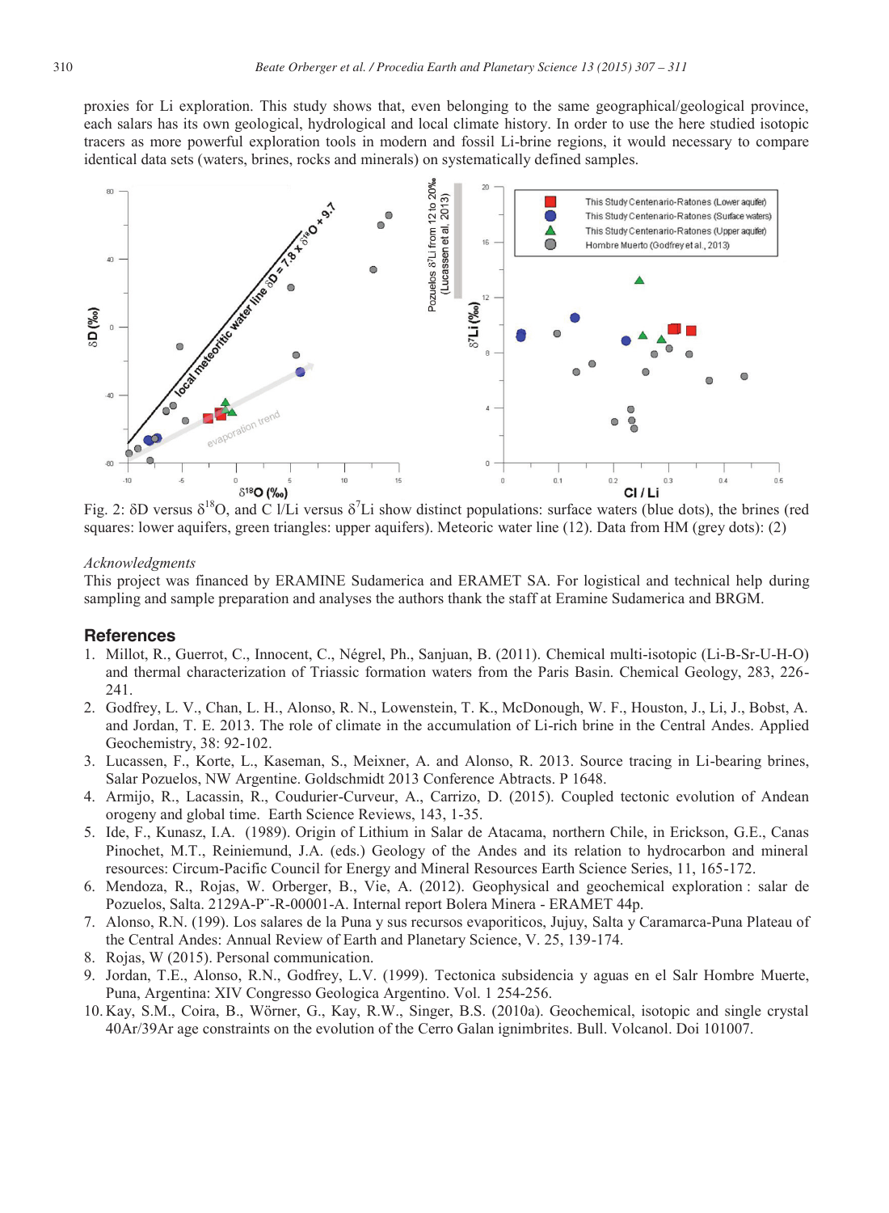proxies for Li exploration. This study shows that, even belonging to the same geographical/geological province, each salars has its own geological, hydrological and local climate history. In order to use the here studied isotopic tracers as more powerful exploration tools in modern and fossil Li-brine regions, it would necessary to compare identical data sets (waters, brines, rocks and minerals) on systematically defined samples.

Fig. 2: δD versus $\delta^{18}O$, and C l/Li versus $\delta^{7}Li$ show distinct populations: surface waters (blue dots), the brines (red squares: lower aquifers, green triangles: upper aquifers). Meteoric water line (12). Data from HM (grey dots): (2)

*Acknowledgments*

This project was financed by ERAMINE Sudamerica and ERAMET SA. For logistical and technical help during sampling and sample preparation and analyses the authors thank the staff at Eramine Sudamerica and BRGM.

## References

1. Millot, R., Guerrot, C., Innocent, C., Négrel, Ph., Sanjuan, B. (2011). Chemical multi-isotopic (Li-B-Sr-U-H-O) and thermal characterization of Triassic formation waters from the Paris Basin. Chemical Geology, 283, 226-241.
2. Godfrey, L. V., Chan, L. H., Alonso, R. N., Lowenstein, T. K., McDonough, W. F., Houston, J., Li, J., Bobst, A. and Jordan, T. E. 2013. The role of climate in the accumulation of Li-rich brine in the Central Andes. Applied Geochemistry, 38: 92-102.
3. Lucassen, F., Korte, L., Kaseman, S., Meixner, A. and Alonso, R. 2013. Source tracing in Li-bearing brines, Salar Pozuelos, NW Argentine. Goldschmidt 2013 Conference Abtracts. P 1648.
4. Armijo, R., Lacassin, R., Coudurier-Curveur, A., Carrizo, D. (2015). Coupled tectonic evolution of Andean orogeny and global time. Earth Science Reviews, 143, 1-35.
5. Ide, F., Kunasz, I.A. (1989). Origin of Lithium in Salar de Atacama, northern Chile, in Erickson, G.E., Canas Pinochet, M.T., Reiniemund, J.A. (eds.) Geology of the Andes and its relation to hydrocarbon and mineral resources: Circum-Pacific Council for Energy and Mineral Resources Earth Science Series, 11, 165-172.
6. Mendoza, R., Rojas, W. Orberger, B., Vie, A. (2012). Geophysical and geochemical exploration : salar de Pozuelos, Salta. 2129A-P¨-R-00001-A. Internal report Bolera Minera - ERAMET 44p.
7. Alonso, R.N. (199). Los salares de la Puna y sus recursos evaporiticos, Jujuy, Salta y Caramarca-Puna Plateau of the Central Andes: Annual Review of Earth and Planetary Science, V. 25, 139-174.
8. Rojas, W (2015). Personal communication.
9. Jordan, T.E., Alonso, R.N., Godfrey, L.V. (1999). Tectonica subsidencia y aguas en el Salr Hombre Muerte, Puna, Argentina: XIV Congresso Geologica Argentino. Vol. 1 254-256.
10. Kay, S.M., Coira, B., Wörner, G., Kay, R.W., Singer, B.S. (2010a). Geochemical, isotopic and single crystal 40Ar/39Ar age constraints on the evolution of the Cerro Galan ignimbrites. Bull. Volcanol. Doi 101007.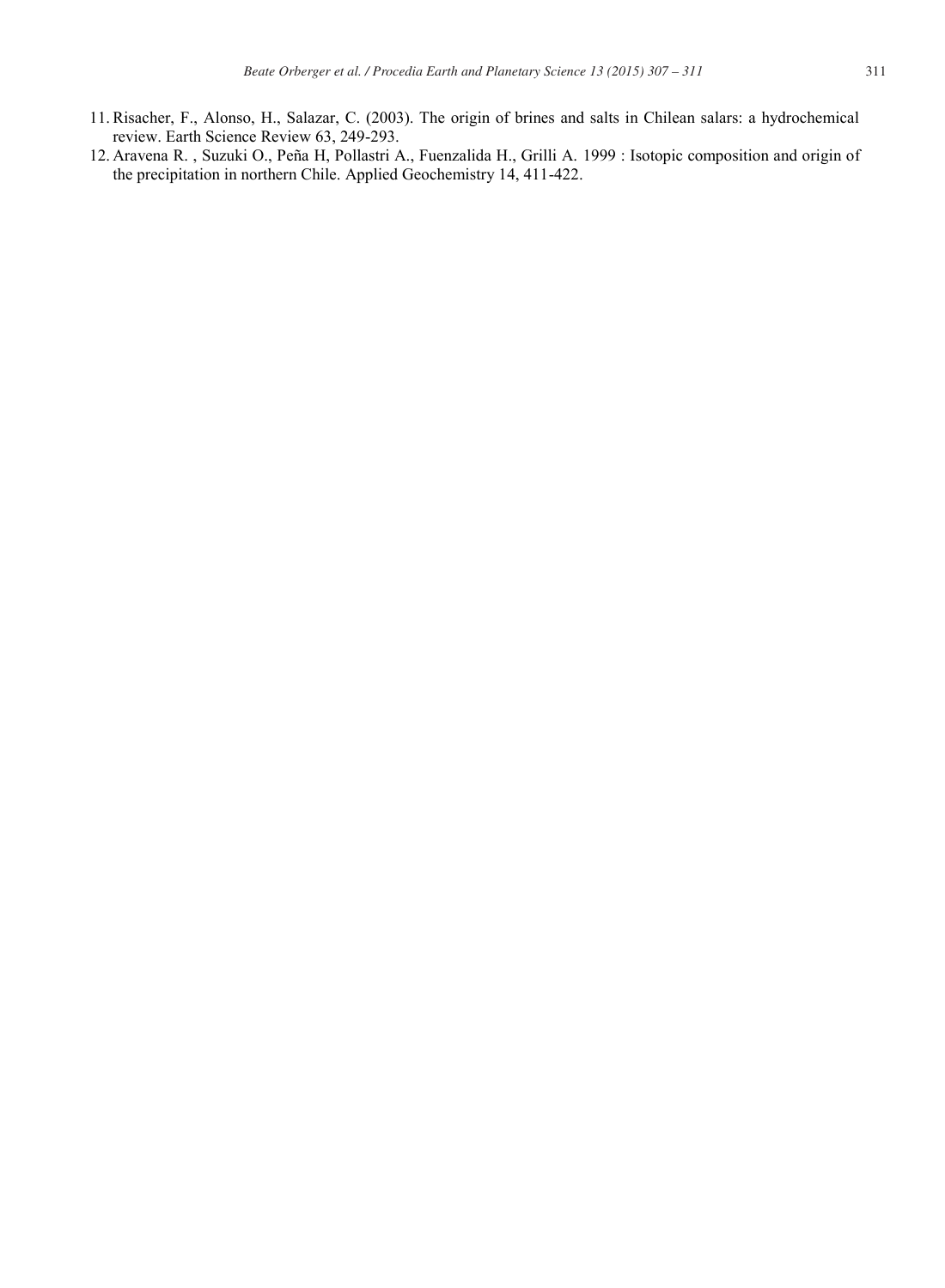11. Risacher, F., Alonso, H., Salazar, C. (2003). The origin of brines and salts in Chilean salars: a hydrochemical review. Earth Science Review 63, 249-293.
12. Aravena R. , Suzuki O., Peña H, Pollastri A., Fuenzalida H., Grilli A. 1999 : Isotopic composition and origin of the precipitation in northern Chile. Applied Geochemistry 14, 411-422.